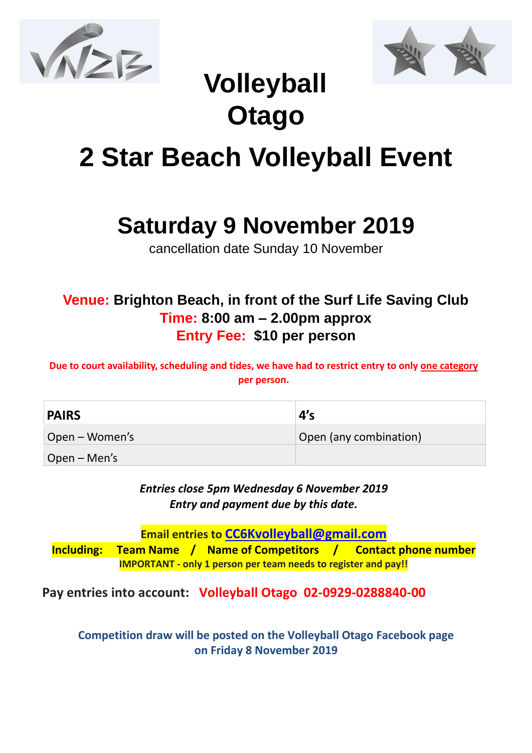# Volleyball Otago

# 2 Star Beach Volleyball Event

## Saturday 9 November 2019

cancellation date Sunday 10 November

**Venue: Brighton Beach, in front of the Surf Life Saving Club**
**Time: 8:00 am – 2.00pm approx**
**Entry Fee: $10 per person**

**Due to court availability, scheduling and tides, we have had to restrict entry to only one category per person.**

| PAIRS | 4's |
|---|---|
| Open – Women's | Open (any combination) |
| Open – Men's | |

***Entries close 5pm Wednesday 6 November 2019***
***Entry and payment due by this date.***

**Email entries to CC6Kvolleyball@gmail.com**
**Including: Team Name / Name of Competitors / Contact phone number**
**IMPORTANT - only 1 person per team needs to register and pay!!**

**Pay entries into account: Volleyball Otago 02-0929-0288840-00**

**Competition draw will be posted on the Volleyball Otago Facebook page on Friday 8 November 2019**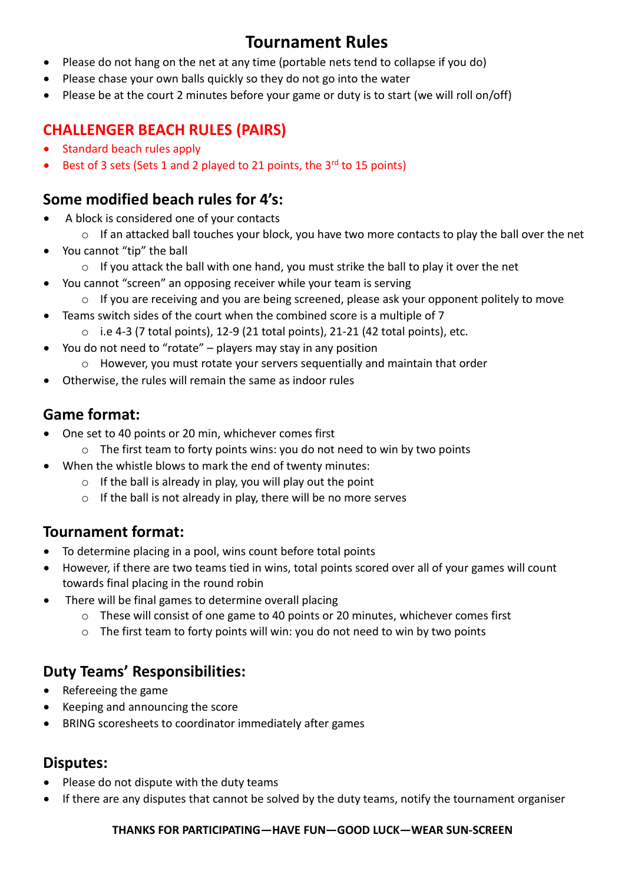# Tournament Rules

- Please do not hang on the net at any time (portable nets tend to collapse if you do)
- Please chase your own balls quickly so they do not go into the water
- Please be at the court 2 minutes before your game or duty is to start (we will roll on/off)

## CHALLENGER BEACH RULES (PAIRS)

- Standard beach rules apply
- Best of 3 sets (Sets 1 and 2 played to 21 points, the 3rd to 15 points)

## Some modified beach rules for 4's:

- A block is considered one of your contacts
  - If an attacked ball touches your block, you have two more contacts to play the ball over the net
- You cannot "tip" the ball
  - If you attack the ball with one hand, you must strike the ball to play it over the net
- You cannot "screen" an opposing receiver while your team is serving
  - If you are receiving and you are being screened, please ask your opponent politely to move
- Teams switch sides of the court when the combined score is a multiple of 7
  - i.e 4-3 (7 total points), 12-9 (21 total points), 21-21 (42 total points), etc.
- You do not need to "rotate" – players may stay in any position
  - However, you must rotate your servers sequentially and maintain that order
- Otherwise, the rules will remain the same as indoor rules

## Game format:

- One set to 40 points or 20 min, whichever comes first
  - The first team to forty points wins: you do not need to win by two points
- When the whistle blows to mark the end of twenty minutes:
  - If the ball is already in play, you will play out the point
  - If the ball is not already in play, there will be no more serves

## Tournament format:

- To determine placing in a pool, wins count before total points
- However, if there are two teams tied in wins, total points scored over all of your games will count towards final placing in the round robin
- There will be final games to determine overall placing
  - These will consist of one game to 40 points or 20 minutes, whichever comes first
  - The first team to forty points will win: you do not need to win by two points

## Duty Teams' Responsibilities:

- Refereeing the game
- Keeping and announcing the score
- BRING scoresheets to coordinator immediately after games

## Disputes:

- Please do not dispute with the duty teams
- If there are any disputes that cannot be solved by the duty teams, notify the tournament organiser

**THANKS FOR PARTICIPATING—HAVE FUN—GOOD LUCK—WEAR SUN-SCREEN**